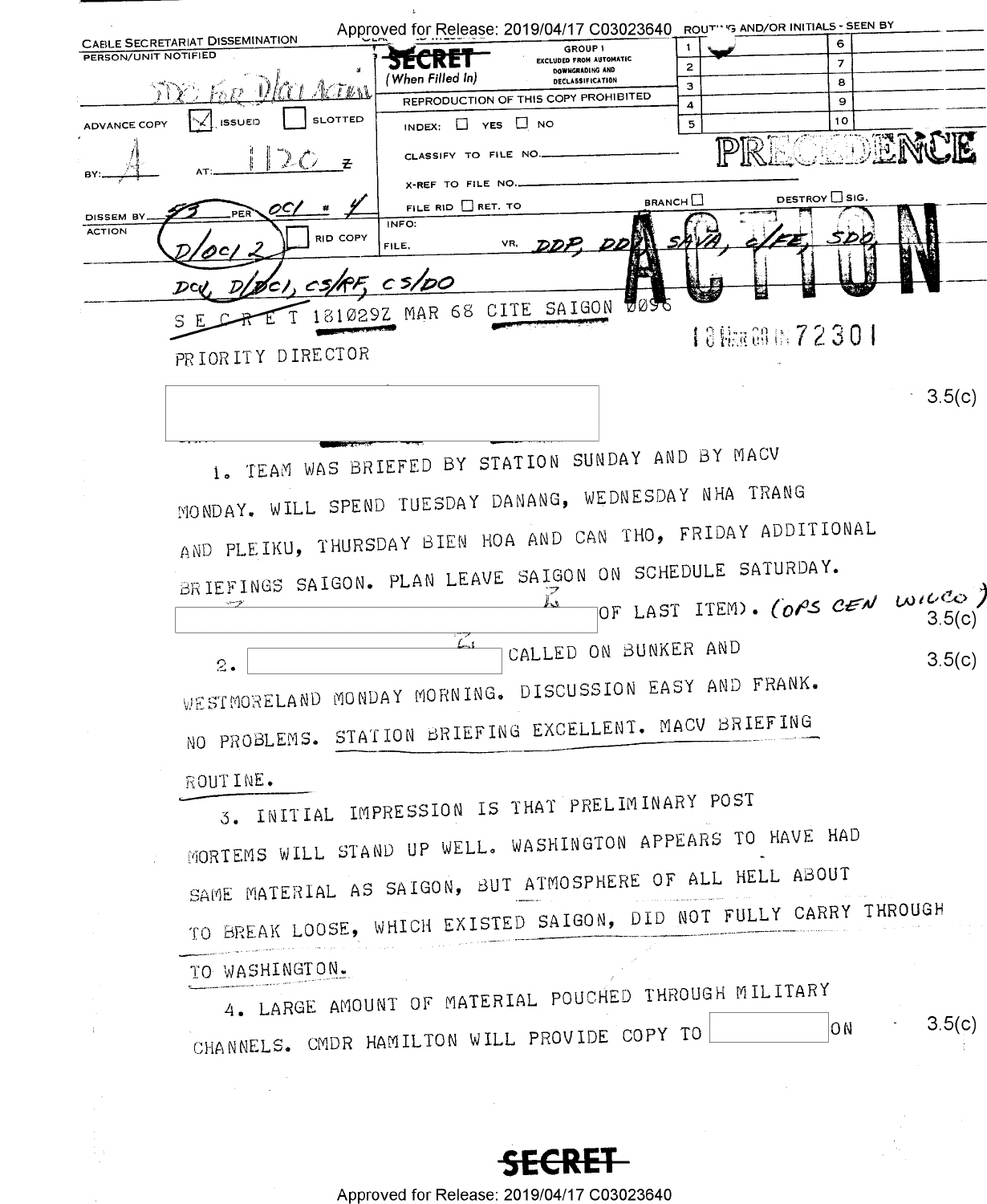Approved for Release: 2019/04/17 C03023640

CABLE SECRETARIAT DISSEMINATION

PERSON/UNIT NOTIFIED: SDO FOR D/DCI ACTION

**SECRET** (When Filled In)

GROUP 1 EXCLUDED FROM AUTOMATIC DOWNGRADING AND DECLASSIFICATION

REPRODUCTION OF THIS COPY PROHIBITED

ADVANCE COPY [X] ISSUED [ ] SLOTTED

BY: A AT: 1120 Z

DISSEM BY: 53 PER OCI # 4

ACTION: D/OCI 2 [ ] RID COPY

INDEX: [ ] YES [ ] NO

CLASSIFY TO FILE NO.

X-REF TO FILE NO.

FILE RID [ ] RET. TO BRANCH [ ] DESTROY [ ] SIG.

INFO: FILE. VR. DDP, DDI, SAVA, C/FE, SDO, DCI, D/DCI, CS/RF, CS/DO

PRECEDENCE

ACTION

S E C R E T 181029Z MAR 68 CITE SAIGON 0096

18 Mar 68 IN 72301

PRIORITY DIRECTOR

[REDACTED] 3.5(c)

1. TEAM WAS BRIEFED BY STATION SUNDAY AND BY MACV MONDAY. WILL SPEND TUESDAY DANANG, WEDNESDAY NHA TRANG AND PLEIKU, THURSDAY BIEN HOA AND CAN THO, FRIDAY ADDITIONAL BRIEFINGS SAIGON. PLAN LEAVE SAIGON ON SCHEDULE SATURDAY. [REDACTED] OF LAST ITEM). (OPS CEN WILCO) 3.5(c)

2. [REDACTED] CALLED ON BUNKER AND WESTMORELAND MONDAY MORNING. DISCUSSION EASY AND FRANK. NO PROBLEMS. STATION BRIEFING EXCELLENT. MACV BRIEFING ROUTINE. 3.5(c)

3. INITIAL IMPRESSION IS THAT PRELIMINARY POST MORTEMS WILL STAND UP WELL. WASHINGTON APPEARS TO HAVE HAD SAME MATERIAL AS SAIGON, BUT ATMOSPHERE OF ALL HELL ABOUT TO BREAK LOOSE, WHICH EXISTED SAIGON, DID NOT FULLY CARRY THROUGH TO WASHINGTON.

4. LARGE AMOUNT OF MATERIAL POUCHED THROUGH MILITARY CHANNELS. CMDR HAMILTON WILL PROVIDE COPY TO [REDACTED] ON 3.5(c)

**SECRET**

Approved for Release: 2019/04/17 C03023640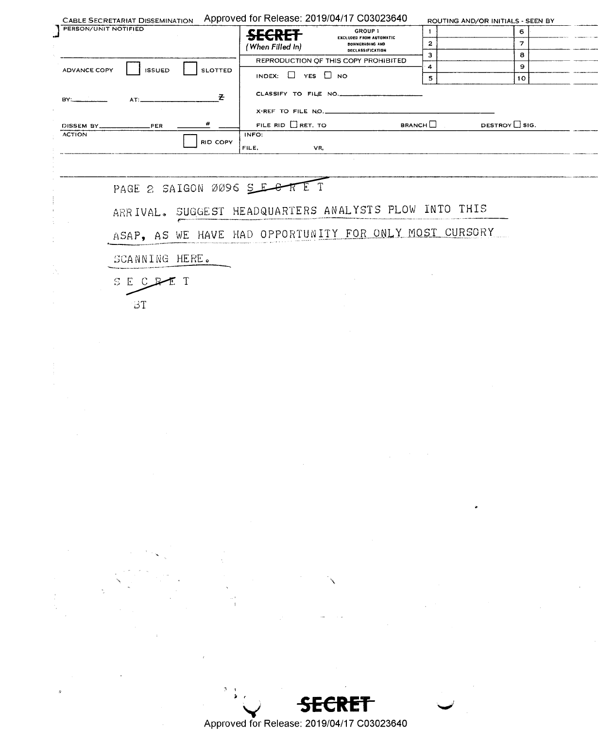CABLE SECRETARIAT DISSEMINATION

PERSON/UNIT NOTIFIED

**SECRET** (When Filled In)

GROUP 1 EXCLUDED FROM AUTOMATIC DOWNGRADING AND DECLASSIFICATION

REPRODUCTION OF THIS COPY PROHIBITED

ROUTING AND/OR INITIALS - SEEN BY

| | | | |
|---|---|---|---|
| 1 | | 6 | |
| 2 | | 7 | |
| 3 | | 8 | |
| 4 | | 9 | |
| 5 | | 10 | |

ADVANCE COPY ☐ ISSUED ☐ SLOTTED

INDEX: ☐ YES ☐ NO

BY: AT:

CLASSIFY TO FILE NO.

X-REF TO FILE NO.

DISSEM BY PER #

FILE RID ☐ RET. TO BRANCH ☐ DESTROY ☐ SIG.

ACTION ☐ RID COPY

INFO:

FILE, VR,

PAGE 2 SAIGON 0096 S E C R E T

ARRIVAL. SUGGEST HEADQUARTERS ANALYSTS PLOW INTO THIS ASAP, AS WE HAVE HAD OPPORTUNITY FOR ONLY MOST CURSORY SCANNING HERE.

S E C R E T

BT

**SECRET**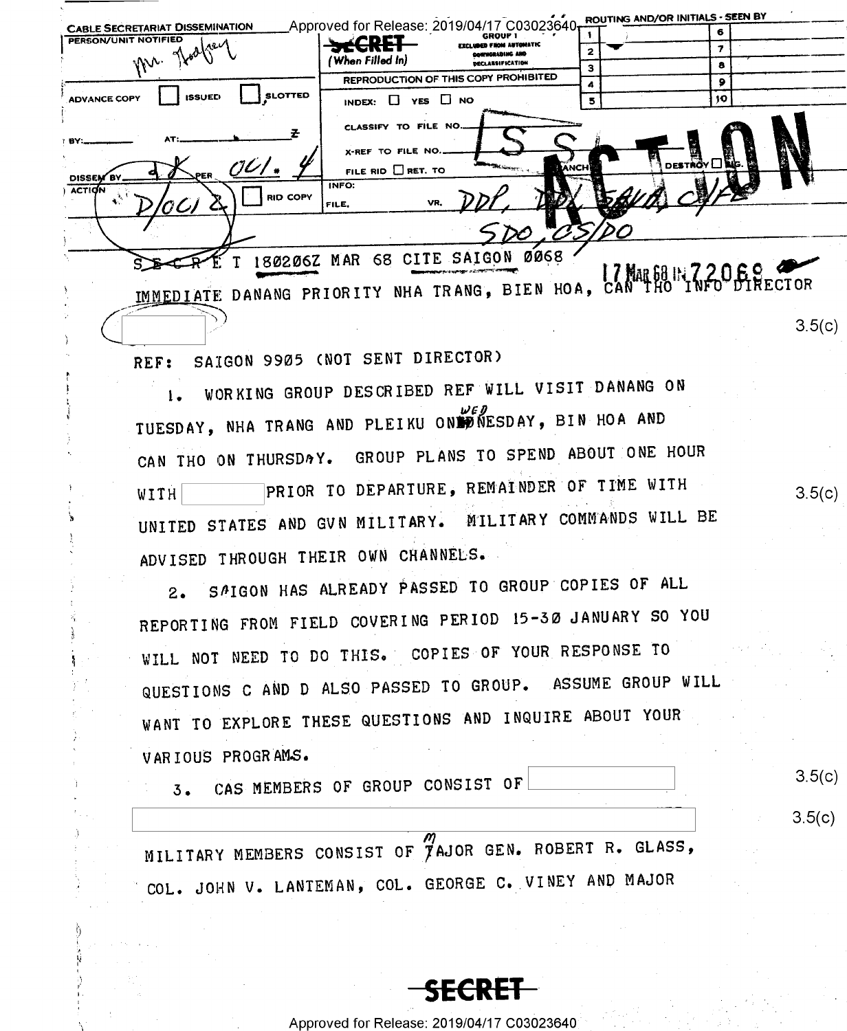CABLE SECRETARIAT DISSEMINATION

PERSON/UNIT NOTIFIED Mr. Hodfrey

SECRET (When Filled In)

GROUP 1 EXCLUDED FROM AUTOMATIC DOWNGRADING AND DECLASSIFICATION

REPRODUCTION OF THIS COPY PROHIBITED

ROUTING AND/OR INITIALS - SEEN BY

ADVANCE COPY ☐ ISSUED ☐ SLOTTED

INDEX: ☐ YES ☐ NO

CLASSIFY TO FILE NO. SS

X-REF TO FILE NO.

FILE RID ☐ RET. TO BRANCH ☐ DESTROY ☐ SIG.

BY: AT: Z

DISSEM BY 28 PER OCI 4

ACTION D/OCI 2 ☐ RID COPY

INFO: FILE, VR, DDP, DDI, SAVA, C/FE SDO, CS/DO

**ACTION**

SECRET 180206Z MAR 68 CITE SAIGON 0068 17 MAR 68 IN 72069

IMMEDIATE DANANG PRIORITY NHA TRANG, BIEN HOA, CAN THO INFO DIRECTOR [redacted] 3.5(c)

REF: SAIGON 9905 (NOT SENT DIRECTOR)

1. WORKING GROUP DESCRIBED REF WILL VISIT DANANG ON TUESDAY, NHA TRANG AND PLEIKU ON WEDNESDAY, BIN HOA AND CAN THO ON THURSDAY. GROUP PLANS TO SPEND ABOUT ONE HOUR WITH [redacted] PRIOR TO DEPARTURE, REMAINDER OF TIME WITH UNITED STATES AND GVN MILITARY. MILITARY COMMANDS WILL BE ADVISED THROUGH THEIR OWN CHANNELS. 3.5(c)

2. SAIGON HAS ALREADY PASSED TO GROUP COPIES OF ALL REPORTING FROM FIELD COVERING PERIOD 15-30 JANUARY SO YOU WILL NOT NEED TO DO THIS. COPIES OF YOUR RESPONSE TO QUESTIONS C AND D ALSO PASSED TO GROUP. ASSUME GROUP WILL WANT TO EXPLORE THESE QUESTIONS AND INQUIRE ABOUT YOUR VARIOUS PROGRAMS.

3. CAS MEMBERS OF GROUP CONSIST OF [redacted] 3.5(c)

[redacted] 3.5(c)

MILITARY MEMBERS CONSIST OF MAJOR GEN. ROBERT R. GLASS, COL. JOHN V. LANTEMAN, COL. GEORGE C. VINEY AND MAJOR

SECRET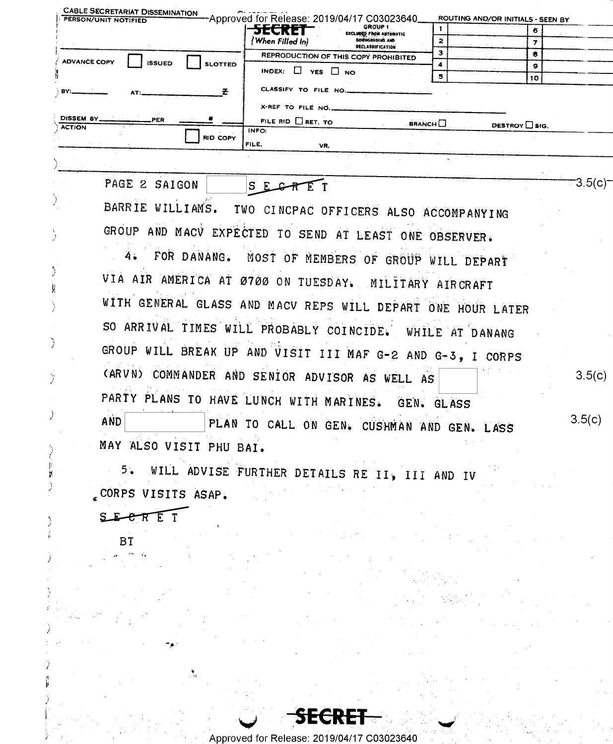CABLE SECRETARIAT DISSEMINATION

PERSON/UNIT NOTIFIED

SECRET (When Filled In)

GROUP 1 EXCLUDED FROM AUTOMATIC DOWNGRADING AND DECLASSIFICATION

REPRODUCTION OF THIS COPY PROHIBITED

ADVANCE COPY [ ] ISSUED [ ] SLOTTED

INDEX: [ ] YES [ ] NO

BY:______ AT:______ Z

CLASSIFY TO FILE NO.______

X-REF TO FILE NO.______

DISSEM BY______ PER ______ #

FILE RID [ ] RET. TO ______ BRANCH [ ] DESTROY [ ] SIG.

ACTION

[ ] RID COPY

INFO:

FILE, VR,

ROUTING AND/OR INITIALS - SEEN BY

| 1 | | 6 | |
|---|---|---|---|
| 2 | | 7 | |
| 3 | | 8 | |
| 4 | | 9 | |
| 5 | | 10 | |

PAGE 2 SAIGON [ 3.5(c) ] SECRET

BARRIE WILLIAMS. TWO CINCPAC OFFICERS ALSO ACCOMPANYING GROUP AND MACV EXPECTED TO SEND AT LEAST ONE OBSERVER.

4. FOR DANANG. MOST OF MEMBERS OF GROUP WILL DEPART VIA AIR AMERICA AT 0700 ON TUESDAY. MILITARY AIRCRAFT WITH GENERAL GLASS AND MACV REPS WILL DEPART ONE HOUR LATER SO ARRIVAL TIMES WILL PROBABLY COINCIDE. WHILE AT DANANG GROUP WILL BREAK UP AND VISIT III MAF G-2 AND G-3, I CORPS (ARVN) COMMANDER AND SENIOR ADVISOR AS WELL AS [ 3.5(c) ] PARTY PLANS TO HAVE LUNCH WITH MARINES. GEN. GLASS AND [ 3.5(c) ] PLAN TO CALL ON GEN. CUSHMAN AND GEN. LASS MAY ALSO VISIT PHU BAI.

5. WILL ADVISE FURTHER DETAILS RE II, III AND IV CORPS VISITS ASAP.

SECRET

BT

SECRET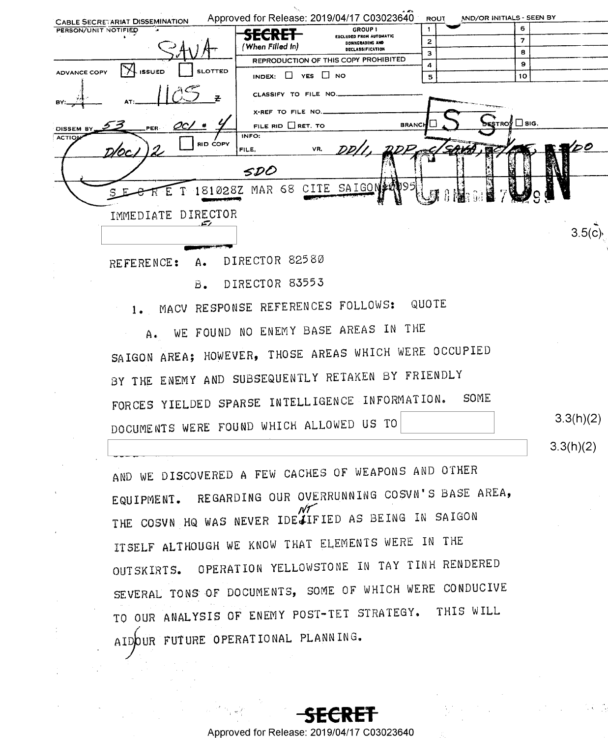CABLE SECRETARIAT DISSEMINATION

PERSON/UNIT NOTIFIED SAVA

ADVANCE COPY [X] ISSUED [ ] SLOTTED

BY: AT: 1105 Z

DISSEM BY 53 PER OCI # 4

ACTION D/OCI 2 [ ] RID COPY

**SECRET** (When Filled In)

GROUP 1 EXCLUDED FROM AUTOMATIC DOWNGRADING AND DECLASSIFICATION

REPRODUCTION OF THIS COPY PROHIBITED

INDEX: [ ] YES [ ] NO

CLASSIFY TO FILE NO.

X-REF TO FILE NO.

FILE RID [ ] RET. TO BRANCH [ ] DESTROY [ ] SIG.

INFO:

FILE, VR. DD/I, DDP, C/SAVA, ... , ... /DO

SDO

ACTION

SECRET 181028Z MAR 68 CITE SAIGON 0095

IMMEDIATE DIRECTOR

[redacted] 3.5(c)

REFERENCE: A. DIRECTOR 82580

B. DIRECTOR 83553

1. MACV RESPONSE REFERENCES FOLLOWS: QUOTE

A. WE FOUND NO ENEMY BASE AREAS IN THE SAIGON AREA; HOWEVER, THOSE AREAS WHICH WERE OCCUPIED BY THE ENEMY AND SUBSEQUENTLY RETAKEN BY FRIENDLY FORCES YIELDED SPARSE INTELLIGENCE INFORMATION. SOME DOCUMENTS WERE FOUND WHICH ALLOWED US TO [redacted] 3.3(h)(2)

[redacted] 3.3(h)(2)

AND WE DISCOVERED A FEW CACHES OF WEAPONS AND OTHER EQUIPMENT. REGARDING OUR OVERRUNNING COSVN'S BASE AREA, THE COSVN HQ WAS NEVER IDENTIFIED AS BEING IN SAIGON ITSELF ALTHOUGH WE KNOW THAT ELEMENTS WERE IN THE OUTSKIRTS. OPERATION YELLOWSTONE IN TAY TINH RENDERED SEVERAL TONS OF DOCUMENTS, SOME OF WHICH WERE CONDUCIVE TO OUR ANALYSIS OF ENEMY POST-TET STRATEGY. THIS WILL AID OUR FUTURE OPERATIONAL PLANNING.

**SECRET**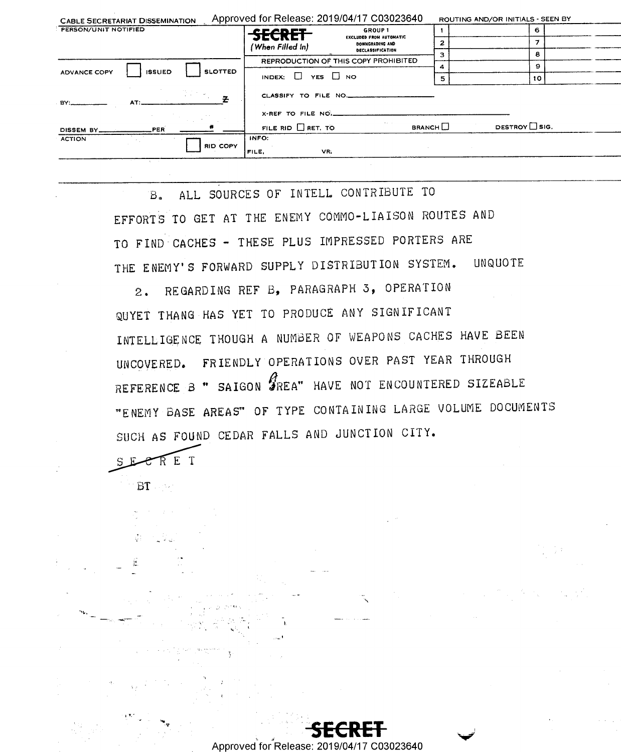| CABLE SECRETARIAT DISSEMINATION | | SECRET (When Filled In) | GROUP 1 EXCLUDED FROM AUTOMATIC DOWNGRADING AND DECLASSIFICATION | ROUTING AND/OR INITIALS - SEEN BY |
|---|---|---|---|---|
| PERSON/UNIT NOTIFIED | | REPRODUCTION OF THIS COPY PROHIBITED | | 1 / 6 |
| ADVANCE COPY ☐ ISSUED ☐ SLOTTED | | INDEX: ☐ YES ☐ NO | | 2 / 7 |
| BY: AT: Z | | CLASSIFY TO FILE NO. | | 3 / 8 |
| DISSEM BY PER # | | X-REF TO FILE NO. | | 4 / 9 |
| ACTION ☐ RID COPY | | FILE RID ☐ RET. TO BRANCH ☐ DESTROY ☐ SIG. | | 5 / 10 |
| | | INFO: FILE, VR, | | |

B. ALL SOURCES OF INTELL CONTRIBUTE TO EFFORTS TO GET AT THE ENEMY COMMO-LIAISON ROUTES AND TO FIND CACHES - THESE PLUS IMPRESSED PORTERS ARE THE ENEMY'S FORWARD SUPPLY DISTRIBUTION SYSTEM. UNQUOTE

2. REGARDING REF B, PARAGRAPH 3, OPERATION QUYET THANG HAS YET TO PRODUCE ANY SIGNIFICANT INTELLIGENCE THOUGH A NUMBER OF WEAPONS CACHES HAVE BEEN UNCOVERED. FRIENDLY OPERATIONS OVER PAST YEAR THROUGH REFERENCE B " SAIGON AREA" HAVE NOT ENCOUNTERED SIZEABLE "ENEMY BASE AREAS" OF TYPE CONTAINING LARGE VOLUME DOCUMENTS SUCH AS FOUND CEDAR FALLS AND JUNCTION CITY.

SECRET

BT

SECRET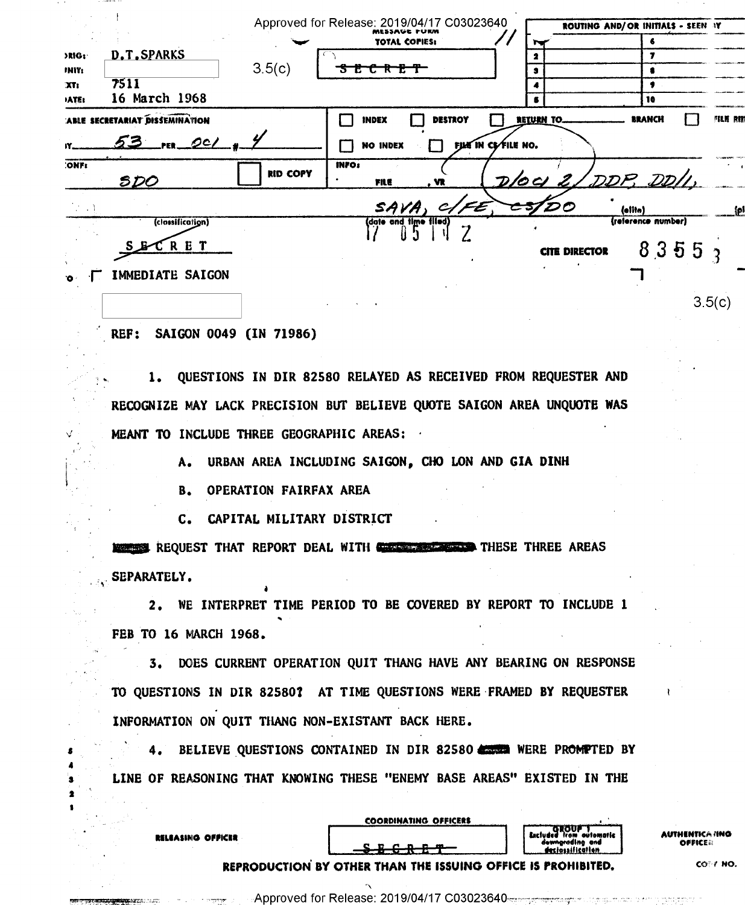MESSAGE FORM
TOTAL COPIES: 11

ORIG: D.T.SPARKS
UNIT: 3.5(c)
EXT: 7511
DATE: 16 March 1968

SECRET

ROUTING AND/OR INITIALS - SEEN BY

CABLE SECRETARIAT DISSEMINATION

BY 53 PER DCI # 4

CONF: SDO

RID COPY

INDEX / DESTROY / RETURN TO ___ BRANCH / FILE RID

NO INDEX / FILE IN CS FILE NO.

INFO: FILE, VR D/DCI 2, DDP, DD/I, SAVA, C/FE, CS/DO

(classification) SECRET

(date and time filed) 17 05 11 Z

CITE DIRECTOR 83553

TO IMMEDIATE SAIGON

3.5(c)

REF: SAIGON 0049 (IN 71986)

1. QUESTIONS IN DIR 82580 RELAYED AS RECEIVED FROM REQUESTER AND RECOGNIZE MAY LACK PRECISION BUT BELIEVE QUOTE SAIGON AREA UNQUOTE WAS MEANT TO INCLUDE THREE GEOGRAPHIC AREAS:

   A. URBAN AREA INCLUDING SAIGON, CHO LON AND GIA DINH

   B. OPERATION FAIRFAX AREA

   C. CAPITAL MILITARY DISTRICT

[REDACTED] REQUEST THAT REPORT DEAL WITH [REDACTED] THESE THREE AREAS SEPARATELY.

2. WE INTERPRET TIME PERIOD TO BE COVERED BY REPORT TO INCLUDE 1 FEB TO 16 MARCH 1968.

3. DOES CURRENT OPERATION QUIT THANG HAVE ANY BEARING ON RESPONSE TO QUESTIONS IN DIR 82580? AT TIME QUESTIONS WERE FRAMED BY REQUESTER INFORMATION ON QUIT THANG NON-EXISTANT BACK HERE.

4. BELIEVE QUESTIONS CONTAINED IN DIR 82580 [REDACTED] WERE PROMPTED BY LINE OF REASONING THAT KNOWING THESE "ENEMY BASE AREAS" EXISTED IN THE

RELEASING OFFICER — COORDINATING OFFICERS — SECRET — GROUP 1 Excluded from automatic downgrading and declassification — AUTHENTICATING OFFICER

REPRODUCTION BY OTHER THAN THE ISSUING OFFICE IS PROHIBITED. COPY NO.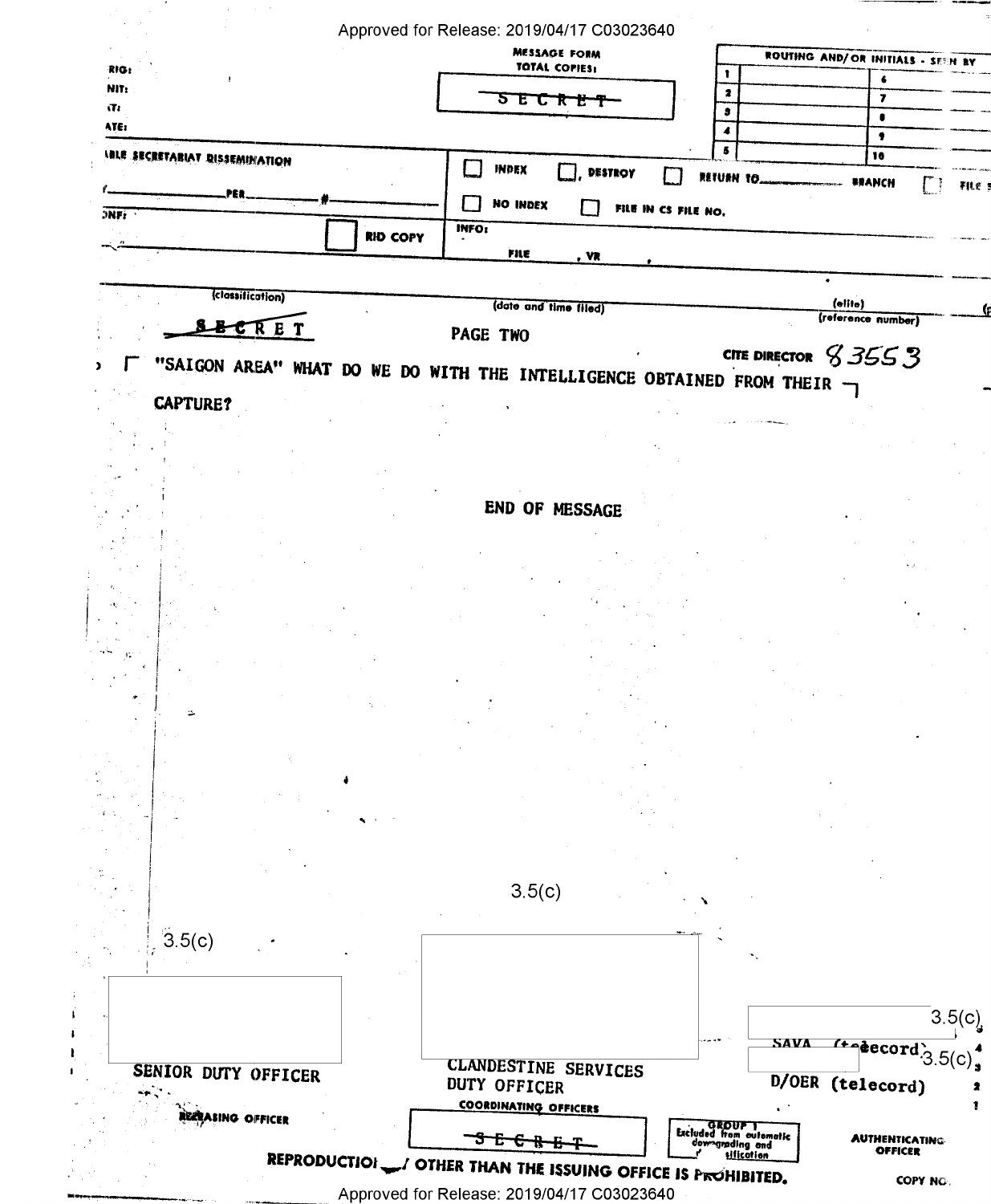MESSAGE FORM
TOTAL COPIES:

~~SECRET~~

| ROUTING AND/OR INITIALS - SEEN BY | | | |
|---|---|---|---|
| 1 | | 6 | |
| 2 | | 7 | |
| 3 | | 8 | |
| 4 | | 9 | |
| 5 | | 10 | |

RIG:
NIT:
T:
ATE:

BLE SECRETARIAT DISSEMINATION

PER #

ONF:

RID COPY

INDEX / DESTROY / RETURN TO BRANCH / FILE
NO INDEX / FILE IN CS FILE NO.

INFO:
FILE , VR

(classification) (date and time filed) (elite) (reference number)

~~SECRET~~

PAGE TWO

CITE DIRECTOR 83553

"SAIGON AREA" WHAT DO WE DO WITH THE INTELLIGENCE OBTAINED FROM THEIR CAPTURE?

END OF MESSAGE

3.5(c)

3.5(c)

3.5(c)

SAVA (telecord)

3.5(c)

D/OER (telecord)

SENIOR DUTY OFFICER

CLANDESTINE SERVICES DUTY OFFICER

RELEASING OFFICER

COORDINATING OFFICERS

~~SECRET~~

GROUP 1
Excluded from automatic downgrading and declassification

AUTHENTICATING OFFICER

REPRODUCTION BY OTHER THAN THE ISSUING OFFICE IS PROHIBITED.

COPY NO.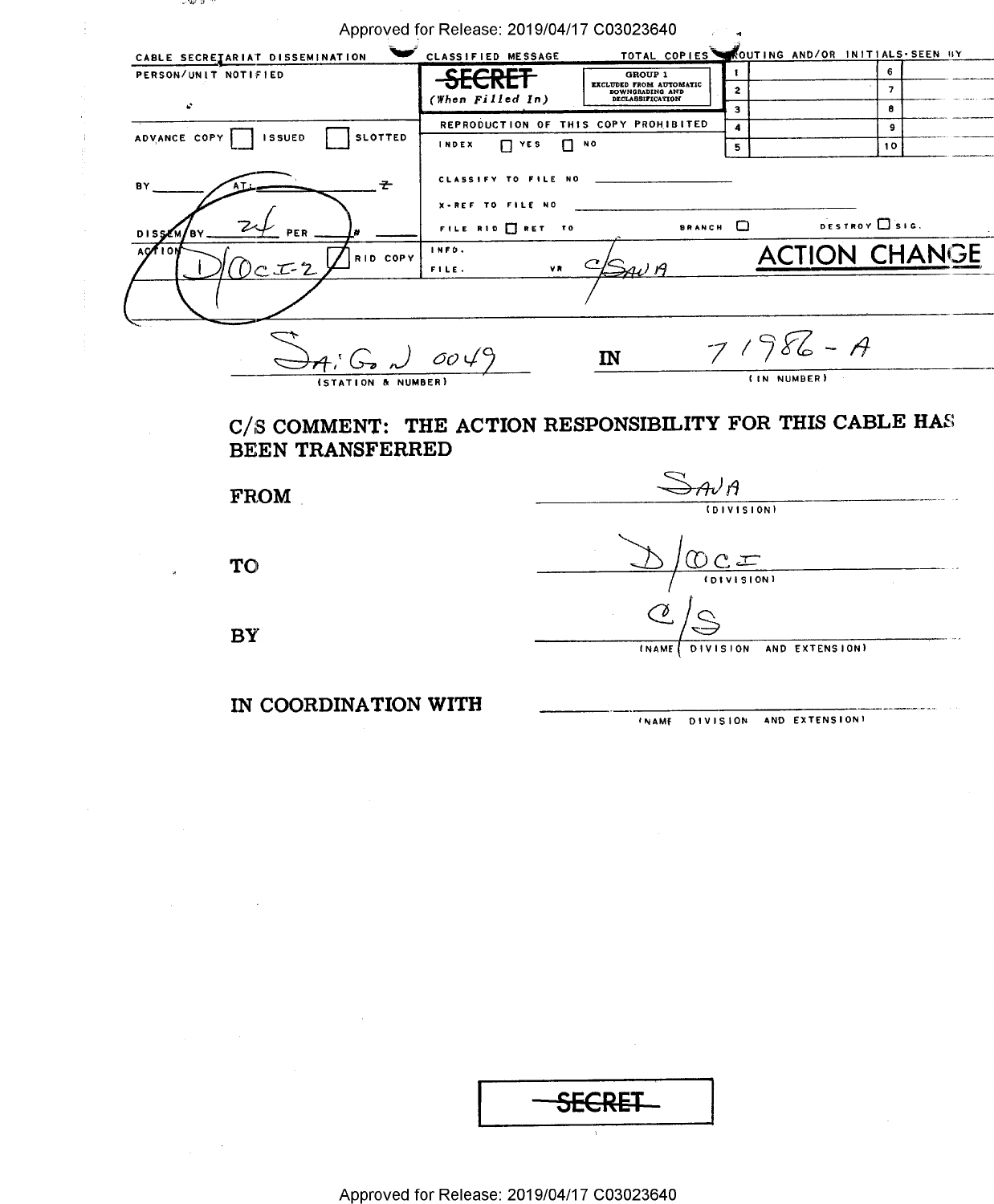CABLE SECRETARIAT DISSEMINATION

PERSON/UNIT NOTIFIED

CLASSIFIED MESSAGE

TOTAL COPIES

ROUTING AND/OR INITIALS-SEEN BY

~~SECRET~~ (When Filled In)

GROUP 1 EXCLUDED FROM AUTOMATIC DOWNGRADING AND DECLASSIFICATION

| | | | |
|---|---|---|---|
| 1 | | 6 | |
| 2 | | 7 | |
| 3 | | 8 | |
| 4 | | 9 | |
| 5 | | 10 | |

REPRODUCTION OF THIS COPY PROHIBITED

ADVANCE COPY ☐ ISSUED ☐ SLOTTED

INDEX ☐ YES ☐ NO

BY ______ AT: ______ Z

CLASSIFY TO FILE NO

X-REF TO FILE NO

DISSEM BY 24 PER ______ #

FILE RID ☐ RET TO BRANCH ☐ DESTROY ☐ SIG.

ACTION D/OCI-2 ☐ RID COPY

INFO. FILE. VR C/SAVA

# ACTION CHANGE

SAIGON 0049 (STATION & NUMBER) IN 71986-A (IN NUMBER)

**C/S COMMENT: THE ACTION RESPONSIBILITY FOR THIS CABLE HAS BEEN TRANSFERRED**

**FROM** SAVA (DIVISION)

**TO** D/OCI (DIVISION)

**BY** C/S (NAME DIVISION AND EXTENSION)

**IN COORDINATION WITH** ______ (NAME DIVISION AND EXTENSION)

~~SECRET~~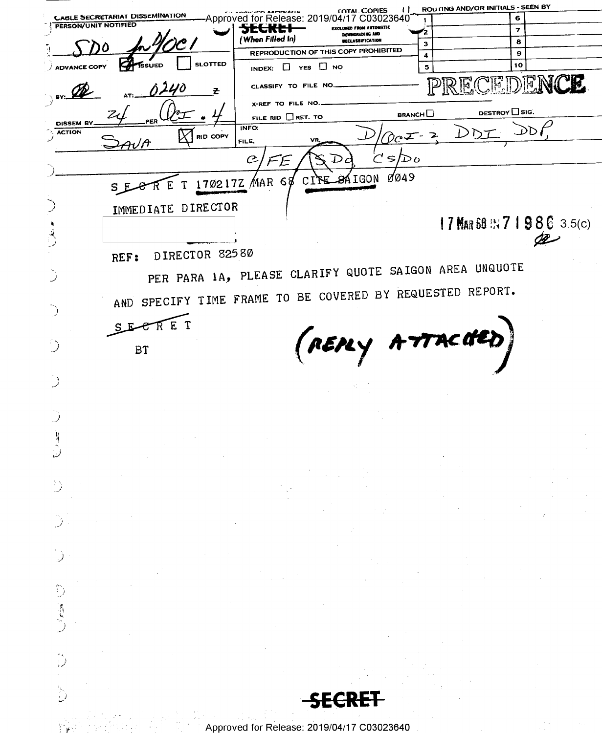CABLE SECRETARIAT DISSEMINATION

PERSON/UNIT NOTIFIED: SDO for D/OCI

TOTAL COPIES

ROUTING AND/OR INITIALS - SEEN BY

| | | | |
|---|---|---|---|
| 1 | | 6 | |
| 2 | | 7 | |
| 3 | | 8 | |
| 4 | | 9 | |
| 5 | | 10 | |

SECRET (When Filled In)

EXCLUDED FROM AUTOMATIC DOWNGRADING AND DECLASSIFICATION

REPRODUCTION OF THIS COPY PROHIBITED

ADVANCE COPY [X] ISSUED [ ] SLOTTED

INDEX: [ ] YES [ ] NO

CLASSIFY TO FILE NO.

X-REF TO FILE NO.

PRECEDENCE

BY: AT: 0240 Z

DISSEM BY 24 PER OCI # 4

FILE RID [ ] RET. TO BRANCH [ ] DESTROY [ ] SIG.

ACTION SAVA [X] RID COPY

INFO: FILE, VR, D/OCI-2, DDI, DDP, C/FE, SDO, CS/DO

SECRET 170217Z MAR 68 CITE SAIGON 0049

IMMEDIATE DIRECTOR

17 MAR 68 IN 71986 3.5(c)

REF: DIRECTOR 82580

PER PARA 1A, PLEASE CLARIFY QUOTE SAIGON AREA UNQUOTE AND SPECIFY TIME FRAME TO BE COVERED BY REQUESTED REPORT.

SECRET

BT

(REPLY ATTACHED)

SECRET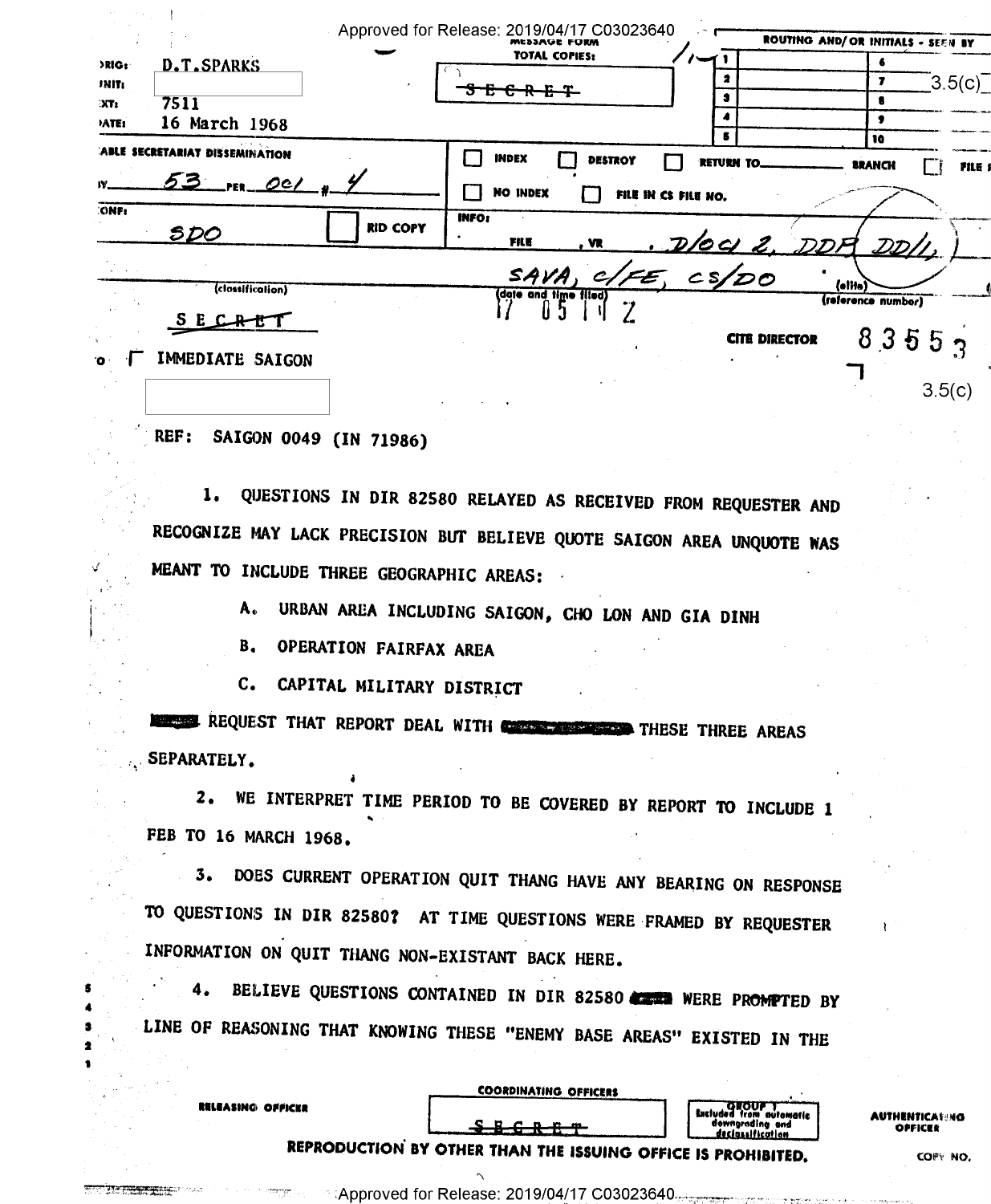ORIG: D.T.SPARKS
UNIT:
EXT: 7511
DATE: 16 March 1968

MESSAGE FORM
TOTAL COPIES: 11

~~SECRET~~

ROUTING AND/OR INITIALS - SEEN BY

CABLE SECRETARIAT DISSEMINATION

BY 53 PER OCI # 4

CONF: SDO

RID COPY

INDEX | DESTROY | RETURN TO ______ BRANCH | FILE RID

NO INDEX | FILE IN CS FILE NO.

INFO: FILE, VR, D/OCI 2, DDP, DD/I, SAVA, C/FE, CS/DO

(classification)

~~SECRET~~

(date and time filed)
17 05 11 Z

(elite)
(reference number)

CITE DIRECTOR 83553

3.5(c)

TO IMMEDIATE SAIGON

3.5(c)

REF: SAIGON 0049 (IN 71986)

1. QUESTIONS IN DIR 82580 RELAYED AS RECEIVED FROM REQUESTER AND RECOGNIZE MAY LACK PRECISION BUT BELIEVE QUOTE SAIGON AREA UNQUOTE WAS MEANT TO INCLUDE THREE GEOGRAPHIC AREAS:

A. URBAN AREA INCLUDING SAIGON, CHO LON AND GIA DINH

B. OPERATION FAIRFAX AREA

C. CAPITAL MILITARY DISTRICT

[redacted] REQUEST THAT REPORT DEAL WITH [redacted] THESE THREE AREAS SEPARATELY.

2. WE INTERPRET TIME PERIOD TO BE COVERED BY REPORT TO INCLUDE 1 FEB TO 16 MARCH 1968.

3. DOES CURRENT OPERATION QUIT THANG HAVE ANY BEARING ON RESPONSE TO QUESTIONS IN DIR 82580? AT TIME QUESTIONS WERE FRAMED BY REQUESTER INFORMATION ON QUIT THANG NON-EXISTANT BACK HERE.

4. BELIEVE QUESTIONS CONTAINED IN DIR 82580 [redacted] WERE PROMPTED BY LINE OF REASONING THAT KNOWING THESE "ENEMY BASE AREAS" EXISTED IN THE

RELEASING OFFICER

COORDINATING OFFICERS

~~SECRET~~

GROUP 1
Excluded from automatic downgrading and declassification

AUTHENTICATING OFFICER

REPRODUCTION BY OTHER THAN THE ISSUING OFFICE IS PROHIBITED.

COPY NO.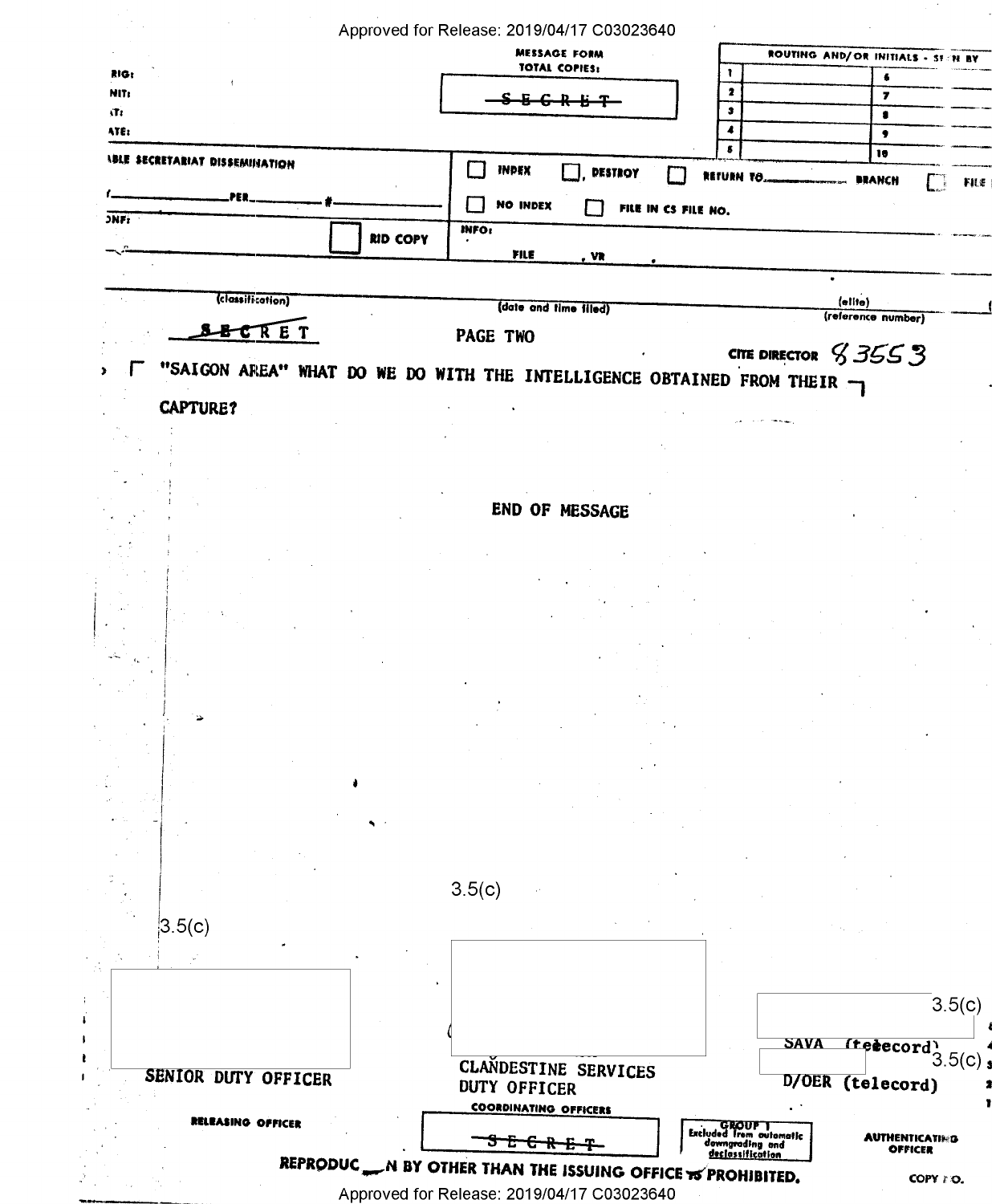MESSAGE FORM
TOTAL COPIES:

~~SECRET~~

ROUTING AND/OR INITIALS - SEEN BY

| | | | |
|---|---|---|---|
| 1 | | 6 | |
| 2 | | 7 | |
| 3 | | 8 | |
| 4 | | 9 | |
| 5 | | 10 | |

RIG:
NIT:
T:
ATE:

BLE SECRETARIAT DISSEMINATION

______ PER ______ # ______

ONF:

RID COPY

INDEX   DESTROY   RETURN TO ______ BRANCH   FILE

NO INDEX   FILE IN CS FILE NO.

INFO:
FILE , VR ,

(classification) (date and time filed) (elite) (reference number)

~~SE~~CRET

PAGE TWO

CITE DIRECTOR 83553

"SAIGON AREA" WHAT DO WE DO WITH THE INTELLIGENCE OBTAINED FROM THEIR CAPTURE?

END OF MESSAGE

3.5(c)

3.5(c)

3.5(c)

SAVA (telecord)

3.5(c)

D/OER (telecord)

SENIOR DUTY OFFICER

RELEASING OFFICER

CLANDESTINE SERVICES
DUTY OFFICER

COORDINATING OFFICERS

~~SECRET~~

GROUP 1
Excluded from automatic downgrading and declassification

AUTHENTICATING OFFICER

REPRODUCTION BY OTHER THAN THE ISSUING OFFICE IS PROHIBITED.

COPY NO.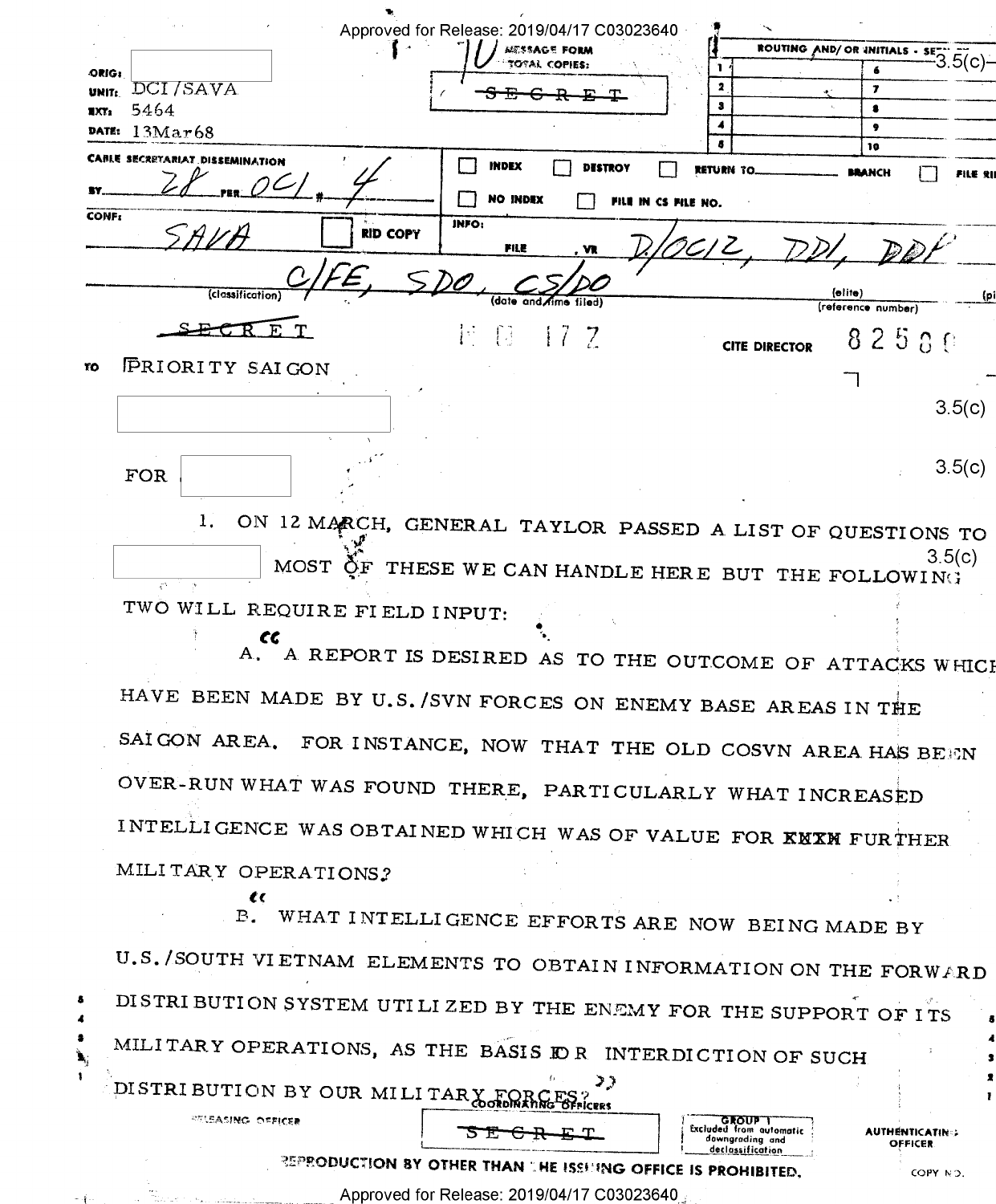Approved for Release: 2019/04/17 C03023640

MESSAGE FORM
TOTAL COPIES: 10

ORIG: [redacted]
UNIT: DCI/SAVA
EXT: 5464
DATE: 13Mar68

~~SECRET~~

ROUTING AND/OR INITIALS - SEEN BY

3.5(c)

CABLE SECRETARIAT DISSEMINATION

BY 28 PER OCI # 4

INDEX | DESTROY | RETURN TO ______ BRANCH | FILE RID

NO INDEX | FILE IN CS FILE NO.

CONF: SAVA | RID COPY

INFO: FILE, VR D/OCI 2, DDI, DDP

C/FE, SDO, CS/DO

(classification) (date and time filed) (elite) (reference number)

~~SECRET~~ 1 0 17 Z CITE DIRECTOR 82580

TO PRIORITY SAIGON

[redacted] 3.5(c)

FOR [redacted] 3.5(c)

1. ON 12 MARCH, GENERAL TAYLOR PASSED A LIST OF QUESTIONS TO [redacted] 3.5(c) MOST OF THESE WE CAN HANDLE HERE BUT THE FOLLOWING TWO WILL REQUIRE FIELD INPUT:

"A. A REPORT IS DESIRED AS TO THE OUTCOME OF ATTACKS WHICH HAVE BEEN MADE BY U.S./SVN FORCES ON ENEMY BASE AREAS IN THE SAIGON AREA. FOR INSTANCE, NOW THAT THE OLD COSVN AREA HAS BEEN OVER-RUN WHAT WAS FOUND THERE, PARTICULARLY WHAT INCREASED INTELLIGENCE WAS OBTAINED WHICH WAS OF VALUE FOR ~~XXXX~~ FURTHER MILITARY OPERATIONS?

"B. WHAT INTELLIGENCE EFFORTS ARE NOW BEING MADE BY U.S./SOUTH VIETNAM ELEMENTS TO OBTAIN INFORMATION ON THE FORWARD DISTRIBUTION SYSTEM UTILIZED BY THE ENEMY FOR THE SUPPORT OF ITS MILITARY OPERATIONS, AS THE BASIS FOR INTERDICTION OF SUCH DISTRIBUTION BY OUR MILITARY FORCES?"

RELEASING OFFICER | COORDINATING OFFICERS | AUTHENTICATING OFFICER

~~SECRET~~

GROUP 1
Excluded from automatic downgrading and declassification

REPRODUCTION BY OTHER THAN THE ISSUING OFFICE IS PROHIBITED.

COPY NO.

Approved for Release: 2019/04/17 C03023640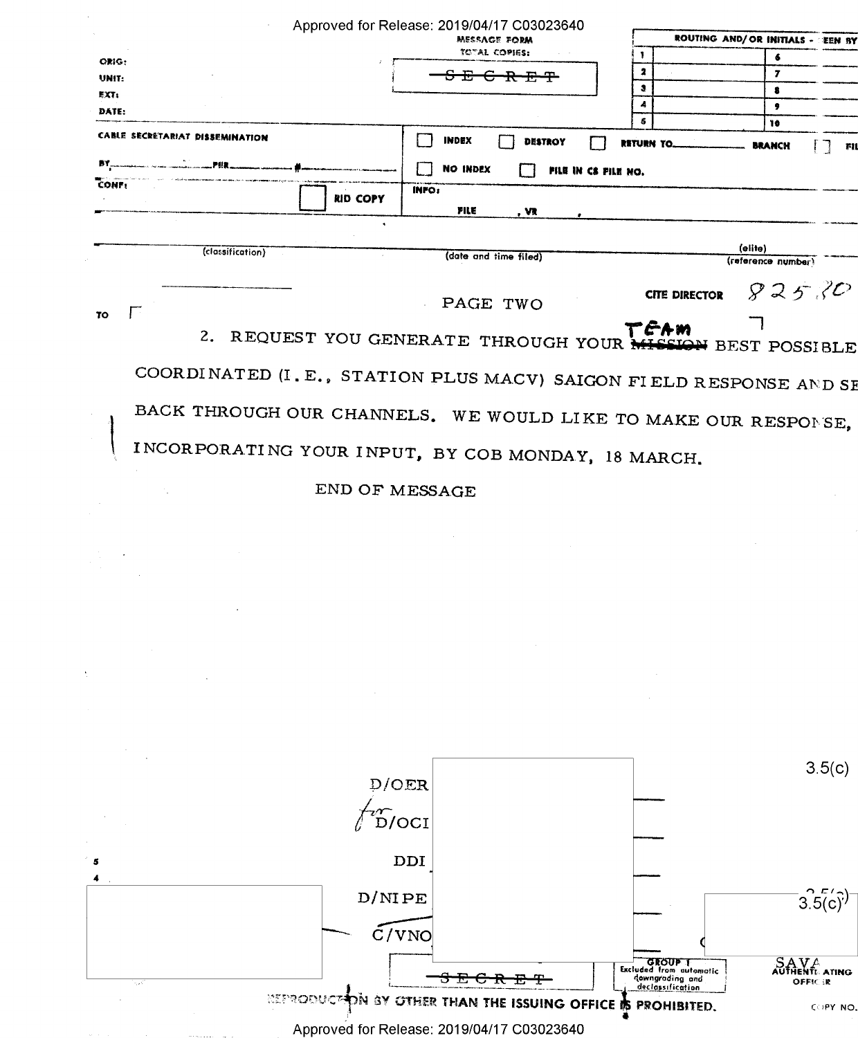Approved for Release: 2019/04/17 C03023640

MESSAGE FORM

TOTAL COPIES:

| ROUTING AND/OR INITIALS - SEEN BY | | | |
|---|---|---|---|
| 1 | | 6 | |
| 2 | | 7 | |
| 3 | | 8 | |
| 4 | | 9 | |
| 5 | | 10 | |

ORIG:
UNIT:
EXT:
DATE:

~~SECRET~~

CABLE SECRETARIAT DISSEMINATION

BY ______ PER ______ # ______

CONF: RID COPY

INDEX  DESTROY  RETURN TO ______ BRANCH  FILE

NO INDEX  FILE IN CS FILE NO.

INFO: FILE , VR ,

(classification) (date and time filed) (elite) (reference number)

CITE DIRECTOR 82580

TO

PAGE TWO

2. REQUEST YOU GENERATE THROUGH YOUR ~~MISSION~~ TEAM BEST POSSIBLE COORDINATED (I.E., STATION PLUS MACV) SAIGON FIELD RESPONSE AND SE[ND] BACK THROUGH OUR CHANNELS. WE WOULD LIKE TO MAKE OUR RESPONSE, INCORPORATING YOUR INPUT, BY COB MONDAY, 18 MARCH.

END OF MESSAGE

D/OER

for D/OCI

DDI

D/NIPE

C/VNO

3.5(c)

3.5(c)

~~SECRET~~

GROUP 1
Excluded from automatic downgrading and declassification

SAVA
AUTHENTICATING OFFICER

REPRODUCTION BY OTHER THAN THE ISSUING OFFICE IS PROHIBITED.

COPY NO.

Approved for Release: 2019/04/17 C03023640